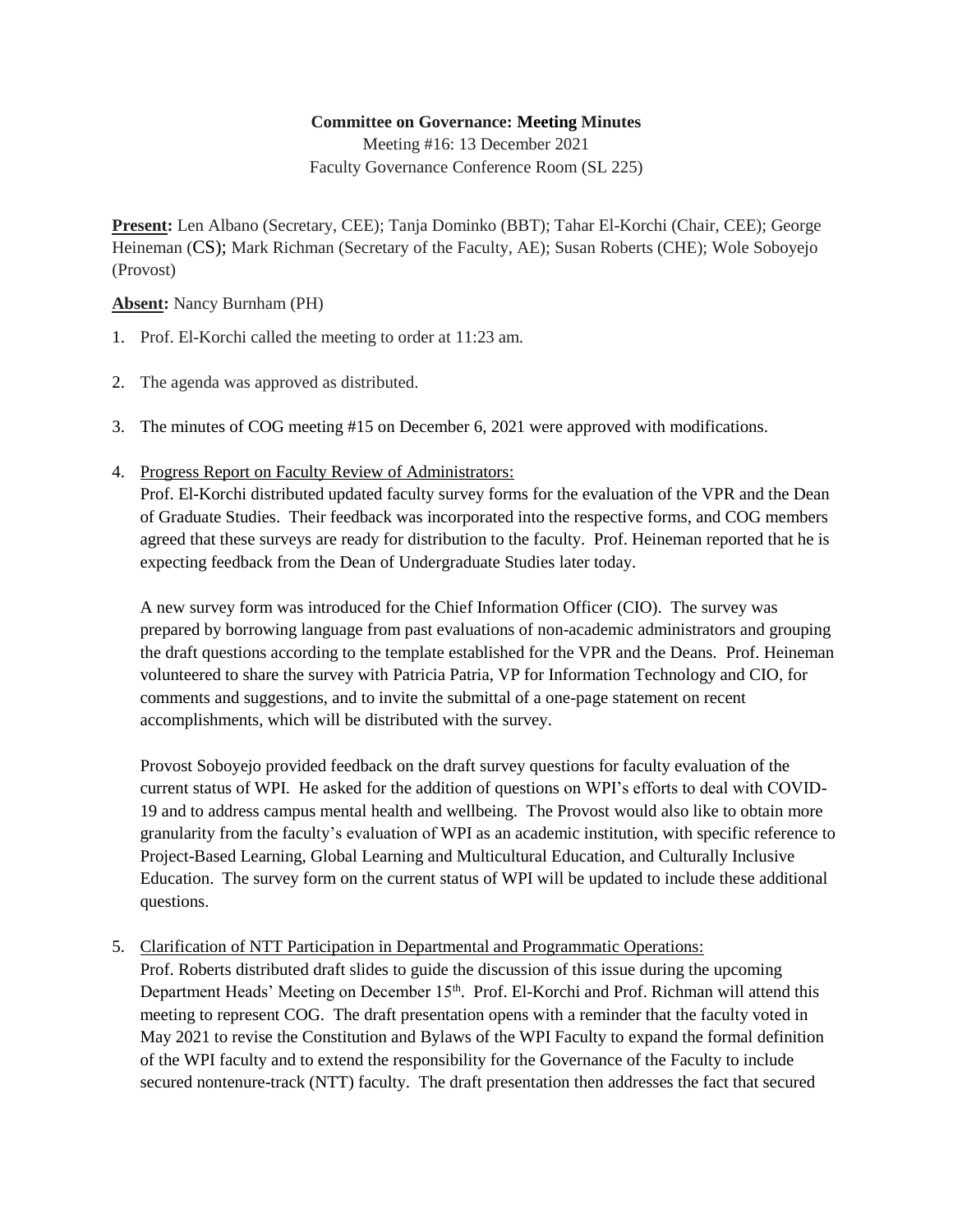**Committee on Governance: Meeting Minutes**

Meeting #16: 13 December 2021

Faculty Governance Conference Room (SL 225)

**Present:** Len Albano (Secretary, CEE); Tanja Dominko (BBT); Tahar El-Korchi (Chair, CEE); George Heineman (CS); Mark Richman (Secretary of the Faculty, AE); Susan Roberts (CHE); Wole Soboyejo (Provost)

**Absent:** Nancy Burnham (PH)

1. Prof. El-Korchi called the meeting to order at 11:23 am.

2. The agenda was approved as distributed.

3. The minutes of COG meeting #15 on December 6, 2021 were approved with modifications.

4. Progress Report on Faculty Review of Administrators:
   Prof. El-Korchi distributed updated faculty survey forms for the evaluation of the VPR and the Dean of Graduate Studies. Their feedback was incorporated into the respective forms, and COG members agreed that these surveys are ready for distribution to the faculty. Prof. Heineman reported that he is expecting feedback from the Dean of Undergraduate Studies later today.

   A new survey form was introduced for the Chief Information Officer (CIO). The survey was prepared by borrowing language from past evaluations of non-academic administrators and grouping the draft questions according to the template established for the VPR and the Deans. Prof. Heineman volunteered to share the survey with Patricia Patria, VP for Information Technology and CIO, for comments and suggestions, and to invite the submittal of a one-page statement on recent accomplishments, which will be distributed with the survey.

   Provost Soboyejo provided feedback on the draft survey questions for faculty evaluation of the current status of WPI. He asked for the addition of questions on WPI's efforts to deal with COVID-19 and to address campus mental health and wellbeing. The Provost would also like to obtain more granularity from the faculty's evaluation of WPI as an academic institution, with specific reference to Project-Based Learning, Global Learning and Multicultural Education, and Culturally Inclusive Education. The survey form on the current status of WPI will be updated to include these additional questions.

5. Clarification of NTT Participation in Departmental and Programmatic Operations:
   Prof. Roberts distributed draft slides to guide the discussion of this issue during the upcoming Department Heads' Meeting on December 15th. Prof. El-Korchi and Prof. Richman will attend this meeting to represent COG. The draft presentation opens with a reminder that the faculty voted in May 2021 to revise the Constitution and Bylaws of the WPI Faculty to expand the formal definition of the WPI faculty and to extend the responsibility for the Governance of the Faculty to include secured nontenure-track (NTT) faculty. The draft presentation then addresses the fact that secured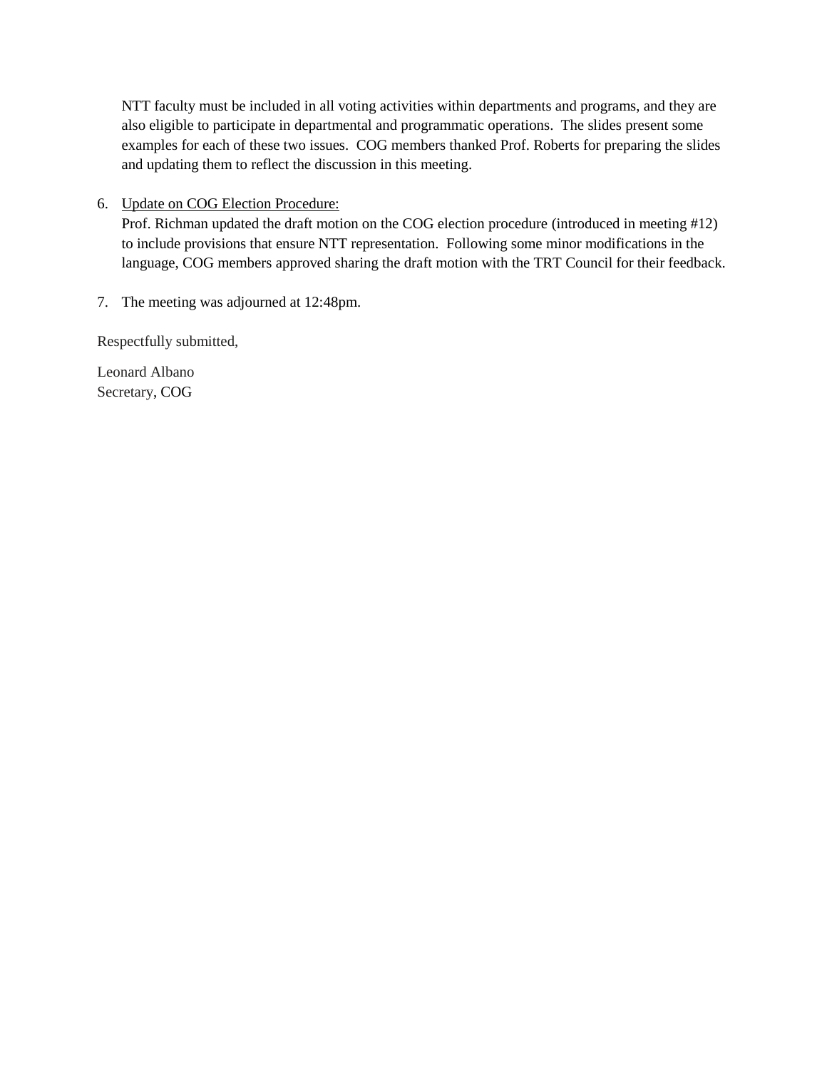NTT faculty must be included in all voting activities within departments and programs, and they are also eligible to participate in departmental and programmatic operations. The slides present some examples for each of these two issues. COG members thanked Prof. Roberts for preparing the slides and updating them to reflect the discussion in this meeting.

6. Update on COG Election Procedure:
   Prof. Richman updated the draft motion on the COG election procedure (introduced in meeting #12) to include provisions that ensure NTT representation. Following some minor modifications in the language, COG members approved sharing the draft motion with the TRT Council for their feedback.

7. The meeting was adjourned at 12:48pm.

Respectfully submitted,

Leonard Albano
Secretary, COG